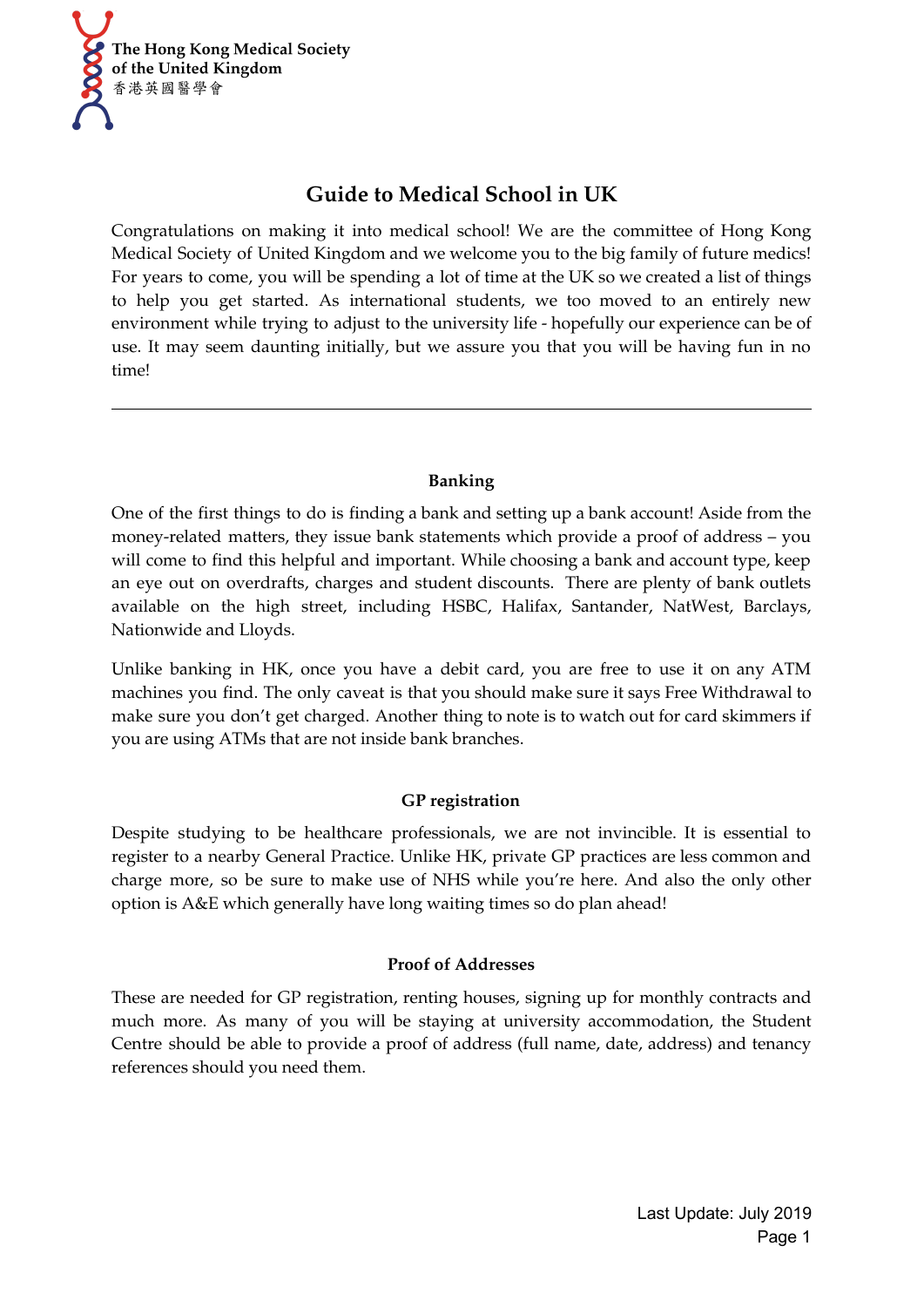The Hong Kong Medical Society of the United Kingdom
香港英國醫學會

# Guide to Medical School in UK

Congratulations on making it into medical school! We are the committee of Hong Kong Medical Society of United Kingdom and we welcome you to the big family of future medics! For years to come, you will be spending a lot of time at the UK so we created a list of things to help you get started. As international students, we too moved to an entirely new environment while trying to adjust to the university life - hopefully our experience can be of use. It may seem daunting initially, but we assure you that you will be having fun in no time!

---

### Banking

One of the first things to do is finding a bank and setting up a bank account! Aside from the money-related matters, they issue bank statements which provide a proof of address – you will come to find this helpful and important. While choosing a bank and account type, keep an eye out on overdrafts, charges and student discounts. There are plenty of bank outlets available on the high street, including HSBC, Halifax, Santander, NatWest, Barclays, Nationwide and Lloyds.

Unlike banking in HK, once you have a debit card, you are free to use it on any ATM machines you find. The only caveat is that you should make sure it says Free Withdrawal to make sure you don't get charged. Another thing to note is to watch out for card skimmers if you are using ATMs that are not inside bank branches.

### GP registration

Despite studying to be healthcare professionals, we are not invincible. It is essential to register to a nearby General Practice. Unlike HK, private GP practices are less common and charge more, so be sure to make use of NHS while you're here. And also the only other option is A&E which generally have long waiting times so do plan ahead!

### Proof of Addresses

These are needed for GP registration, renting houses, signing up for monthly contracts and much more. As many of you will be staying at university accommodation, the Student Centre should be able to provide a proof of address (full name, date, address) and tenancy references should you need them.

Last Update: July 2019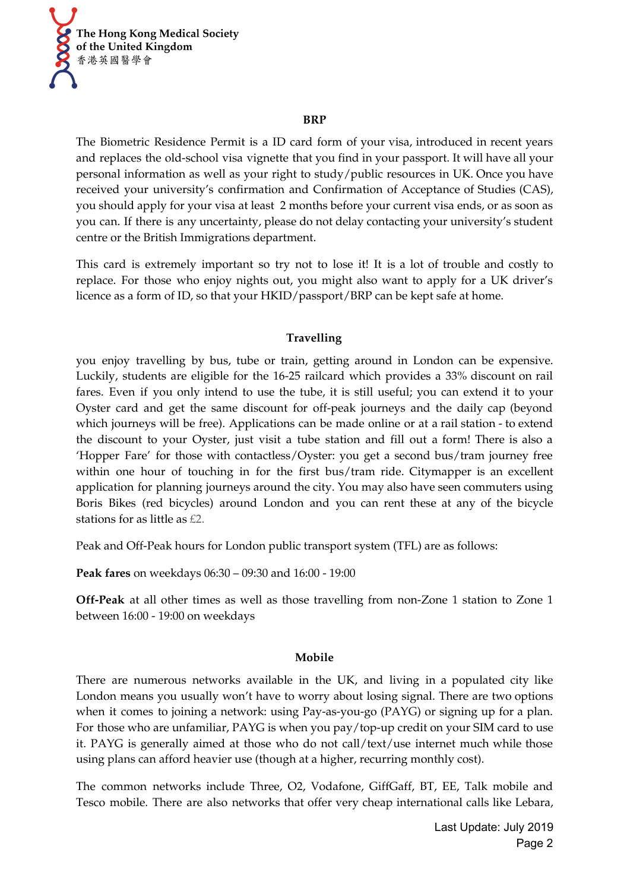## BRP

The Biometric Residence Permit is a ID card form of your visa, introduced in recent years and replaces the old-school visa vignette that you find in your passport. It will have all your personal information as well as your right to study/public resources in UK. Once you have received your university's confirmation and Confirmation of Acceptance of Studies (CAS), you should apply for your visa at least 2 months before your current visa ends, or as soon as you can. If there is any uncertainty, please do not delay contacting your university's student centre or the British Immigrations department.

This card is extremely important so try not to lose it! It is a lot of trouble and costly to replace. For those who enjoy nights out, you might also want to apply for a UK driver's licence as a form of ID, so that your HKID/passport/BRP can be kept safe at home.

## Travelling

you enjoy travelling by bus, tube or train, getting around in London can be expensive. Luckily, students are eligible for the 16-25 railcard which provides a 33% discount on rail fares. Even if you only intend to use the tube, it is still useful; you can extend it to your Oyster card and get the same discount for off-peak journeys and the daily cap (beyond which journeys will be free). Applications can be made online or at a rail station - to extend the discount to your Oyster, just visit a tube station and fill out a form! There is also a 'Hopper Fare' for those with contactless/Oyster: you get a second bus/tram journey free within one hour of touching in for the first bus/tram ride. Citymapper is an excellent application for planning journeys around the city. You may also have seen commuters using Boris Bikes (red bicycles) around London and you can rent these at any of the bicycle stations for as little as £2.

Peak and Off-Peak hours for London public transport system (TFL) are as follows:

**Peak fares** on weekdays 06:30 – 09:30 and 16:00 - 19:00

**Off-Peak** at all other times as well as those travelling from non-Zone 1 station to Zone 1 between 16:00 - 19:00 on weekdays

## Mobile

There are numerous networks available in the UK, and living in a populated city like London means you usually won't have to worry about losing signal. There are two options when it comes to joining a network: using Pay-as-you-go (PAYG) or signing up for a plan. For those who are unfamiliar, PAYG is when you pay/top-up credit on your SIM card to use it. PAYG is generally aimed at those who do not call/text/use internet much while those using plans can afford heavier use (though at a higher, recurring monthly cost).

The common networks include Three, O2, Vodafone, GiffGaff, BT, EE, Talk mobile and Tesco mobile. There are also networks that offer very cheap international calls like Lebara,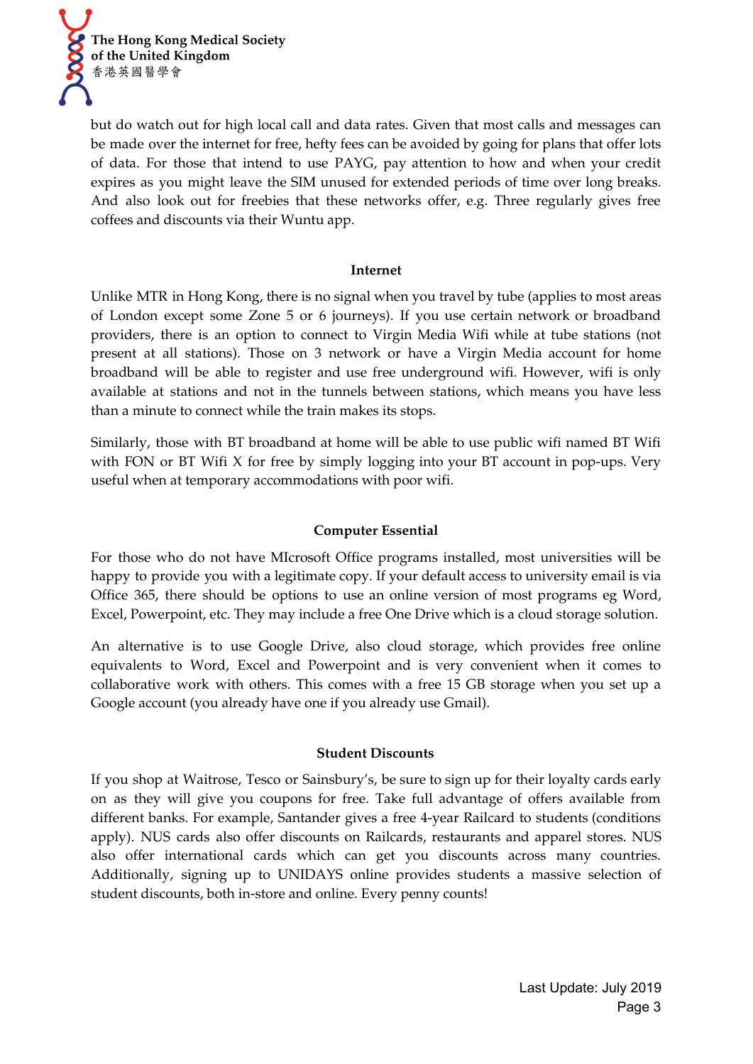but do watch out for high local call and data rates. Given that most calls and messages can be made over the internet for free, hefty fees can be avoided by going for plans that offer lots of data. For those that intend to use PAYG, pay attention to how and when your credit expires as you might leave the SIM unused for extended periods of time over long breaks. And also look out for freebies that these networks offer, e.g. Three regularly gives free coffees and discounts via their Wuntu app.

### Internet

Unlike MTR in Hong Kong, there is no signal when you travel by tube (applies to most areas of London except some Zone 5 or 6 journeys). If you use certain network or broadband providers, there is an option to connect to Virgin Media Wifi while at tube stations (not present at all stations). Those on 3 network or have a Virgin Media account for home broadband will be able to register and use free underground wifi. However, wifi is only available at stations and not in the tunnels between stations, which means you have less than a minute to connect while the train makes its stops.

Similarly, those with BT broadband at home will be able to use public wifi named BT Wifi with FON or BT Wifi X for free by simply logging into your BT account in pop-ups. Very useful when at temporary accommodations with poor wifi.

### Computer Essential

For those who do not have MIcrosoft Office programs installed, most universities will be happy to provide you with a legitimate copy. If your default access to university email is via Office 365, there should be options to use an online version of most programs eg Word, Excel, Powerpoint, etc. They may include a free One Drive which is a cloud storage solution.

An alternative is to use Google Drive, also cloud storage, which provides free online equivalents to Word, Excel and Powerpoint and is very convenient when it comes to collaborative work with others. This comes with a free 15 GB storage when you set up a Google account (you already have one if you already use Gmail).

### Student Discounts

If you shop at Waitrose, Tesco or Sainsbury's, be sure to sign up for their loyalty cards early on as they will give you coupons for free. Take full advantage of offers available from different banks. For example, Santander gives a free 4-year Railcard to students (conditions apply). NUS cards also offer discounts on Railcards, restaurants and apparel stores. NUS also offer international cards which can get you discounts across many countries. Additionally, signing up to UNIDAYS online provides students a massive selection of student discounts, both in-store and online. Every penny counts!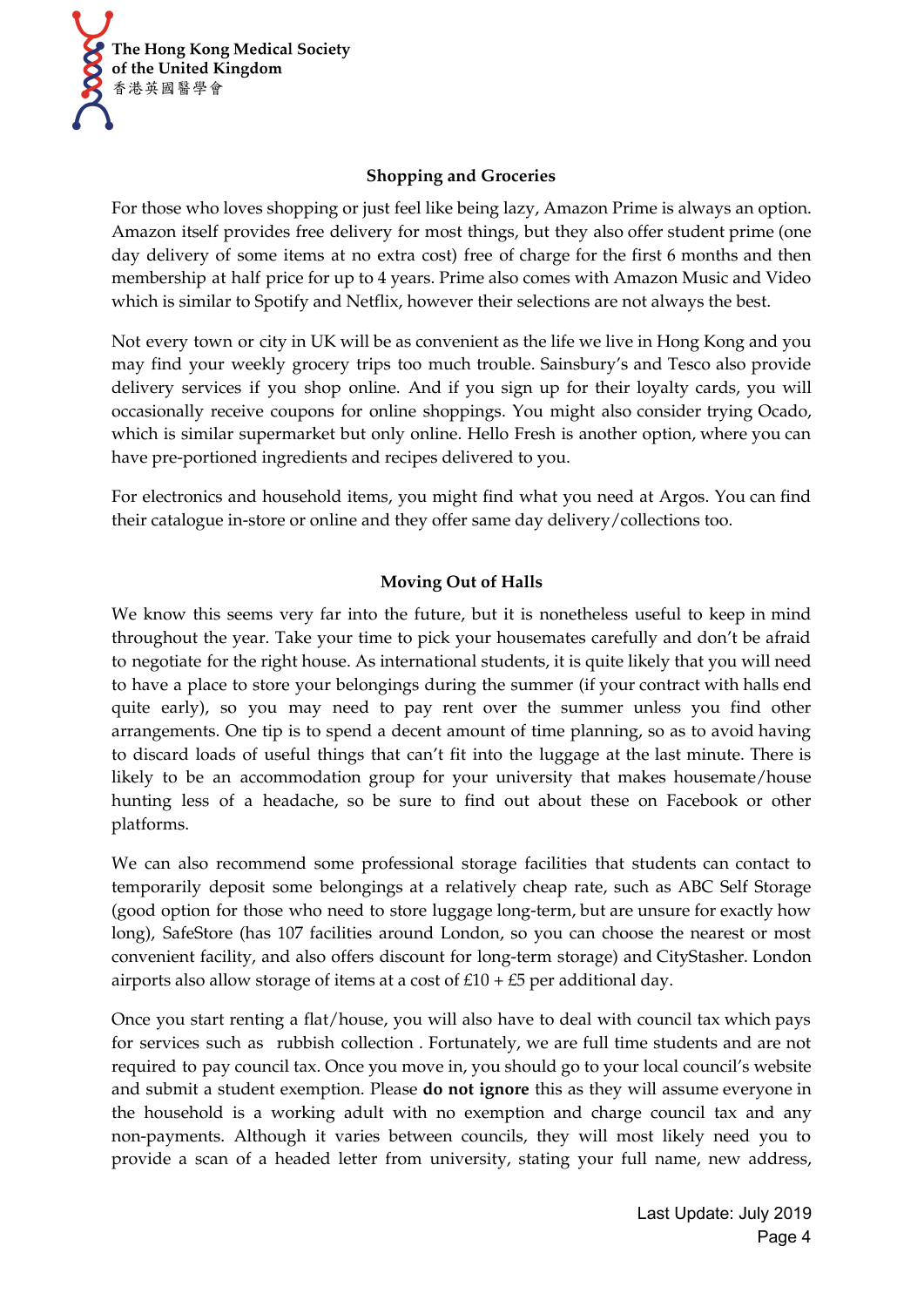## Shopping and Groceries

For those who loves shopping or just feel like being lazy, Amazon Prime is always an option. Amazon itself provides free delivery for most things, but they also offer student prime (one day delivery of some items at no extra cost) free of charge for the first 6 months and then membership at half price for up to 4 years. Prime also comes with Amazon Music and Video which is similar to Spotify and Netflix, however their selections are not always the best.

Not every town or city in UK will be as convenient as the life we live in Hong Kong and you may find your weekly grocery trips too much trouble. Sainsbury's and Tesco also provide delivery services if you shop online. And if you sign up for their loyalty cards, you will occasionally receive coupons for online shoppings. You might also consider trying Ocado, which is similar supermarket but only online. Hello Fresh is another option, where you can have pre-portioned ingredients and recipes delivered to you.

For electronics and household items, you might find what you need at Argos. You can find their catalogue in-store or online and they offer same day delivery/collections too.

## Moving Out of Halls

We know this seems very far into the future, but it is nonetheless useful to keep in mind throughout the year. Take your time to pick your housemates carefully and don't be afraid to negotiate for the right house. As international students, it is quite likely that you will need to have a place to store your belongings during the summer (if your contract with halls end quite early), so you may need to pay rent over the summer unless you find other arrangements. One tip is to spend a decent amount of time planning, so as to avoid having to discard loads of useful things that can't fit into the luggage at the last minute. There is likely to be an accommodation group for your university that makes housemate/house hunting less of a headache, so be sure to find out about these on Facebook or other platforms.

We can also recommend some professional storage facilities that students can contact to temporarily deposit some belongings at a relatively cheap rate, such as ABC Self Storage (good option for those who need to store luggage long-term, but are unsure for exactly how long), SafeStore (has 107 facilities around London, so you can choose the nearest or most convenient facility, and also offers discount for long-term storage) and CityStasher. London airports also allow storage of items at a cost of £10 + £5 per additional day.

Once you start renting a flat/house, you will also have to deal with council tax which pays for services such as rubbish collection . Fortunately, we are full time students and are not required to pay council tax. Once you move in, you should go to your local council's website and submit a student exemption. Please **do not ignore** this as they will assume everyone in the household is a working adult with no exemption and charge council tax and any non-payments. Although it varies between councils, they will most likely need you to provide a scan of a headed letter from university, stating your full name, new address,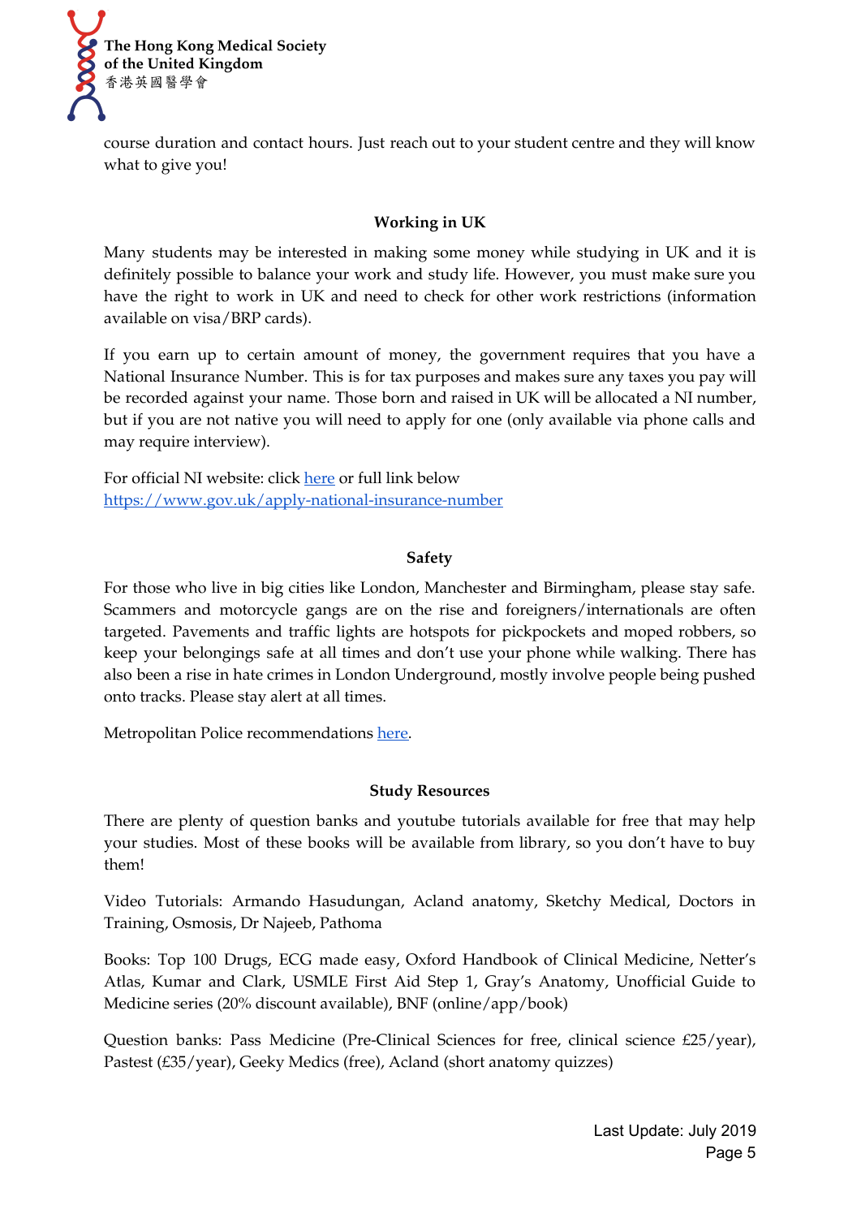course duration and contact hours. Just reach out to your student centre and they will know what to give you!

### Working in UK

Many students may be interested in making some money while studying in UK and it is definitely possible to balance your work and study life. However, you must make sure you have the right to work in UK and need to check for other work restrictions (information available on visa/BRP cards).

If you earn up to certain amount of money, the government requires that you have a National Insurance Number. This is for tax purposes and makes sure any taxes you pay will be recorded against your name. Those born and raised in UK will be allocated a NI number, but if you are not native you will need to apply for one (only available via phone calls and may require interview).

For official NI website: click [here](https://www.gov.uk/apply-national-insurance-number) or full link below
https://www.gov.uk/apply-national-insurance-number

### Safety

For those who live in big cities like London, Manchester and Birmingham, please stay safe. Scammers and motorcycle gangs are on the rise and foreigners/internationals are often targeted. Pavements and traffic lights are hotspots for pickpockets and moped robbers, so keep your belongings safe at all times and don't use your phone while walking. There has also been a rise in hate crimes in London Underground, mostly involve people being pushed onto tracks. Please stay alert at all times.

Metropolitan Police recommendations here.

### Study Resources

There are plenty of question banks and youtube tutorials available for free that may help your studies. Most of these books will be available from library, so you don't have to buy them!

Video Tutorials: Armando Hasudungan, Acland anatomy, Sketchy Medical, Doctors in Training, Osmosis, Dr Najeeb, Pathoma

Books: Top 100 Drugs, ECG made easy, Oxford Handbook of Clinical Medicine, Netter's Atlas, Kumar and Clark, USMLE First Aid Step 1, Gray's Anatomy, Unofficial Guide to Medicine series (20% discount available), BNF (online/app/book)

Question banks: Pass Medicine (Pre-Clinical Sciences for free, clinical science £25/year), Pastest (£35/year), Geeky Medics (free), Acland (short anatomy quizzes)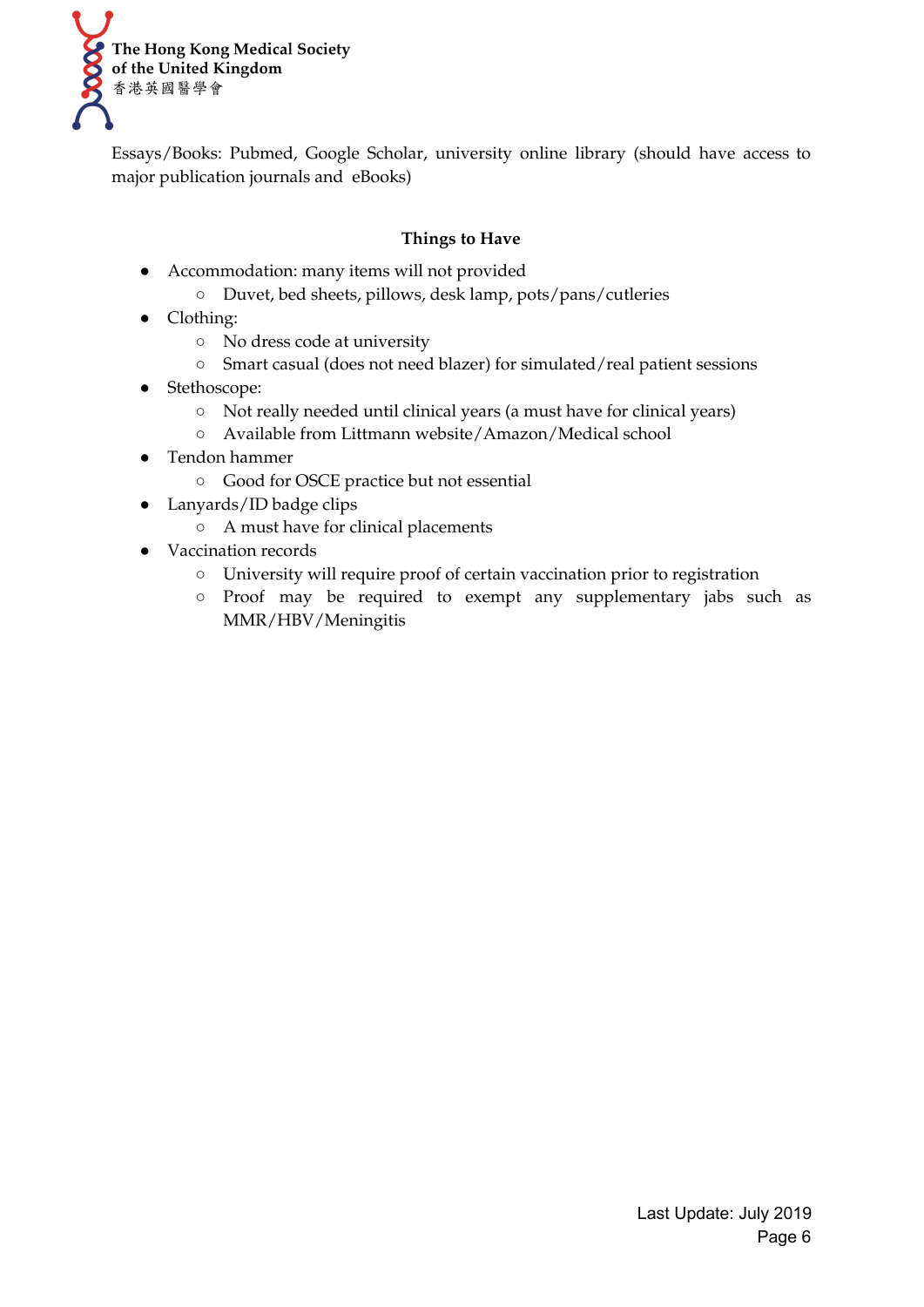Essays/Books: Pubmed, Google Scholar, university online library (should have access to major publication journals and eBooks)

## Things to Have

- Accommodation: many items will not provided
  - Duvet, bed sheets, pillows, desk lamp, pots/pans/cutleries
- Clothing:
  - No dress code at university
  - Smart casual (does not need blazer) for simulated/real patient sessions
- Stethoscope:
  - Not really needed until clinical years (a must have for clinical years)
  - Available from Littmann website/Amazon/Medical school
- Tendon hammer
  - Good for OSCE practice but not essential
- Lanyards/ID badge clips
  - A must have for clinical placements
- Vaccination records
  - University will require proof of certain vaccination prior to registration
  - Proof may be required to exempt any supplementary jabs such as MMR/HBV/Meningitis

Last Update: July 2019